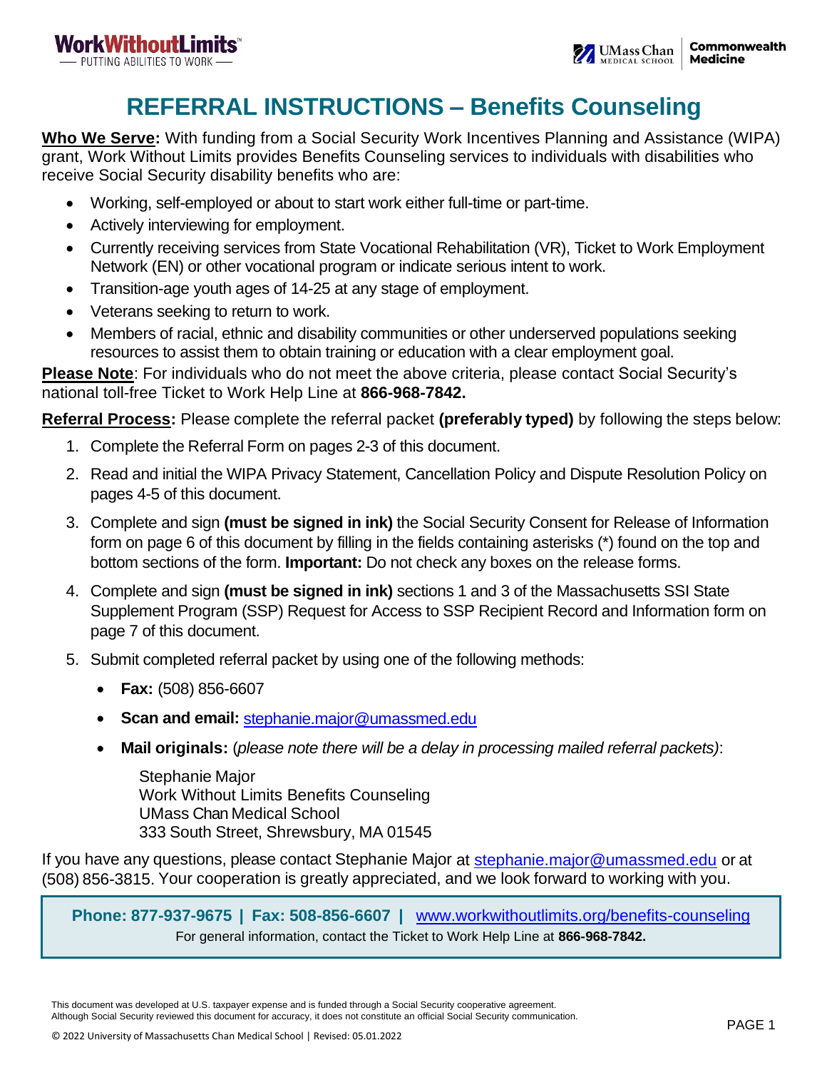WorkWithoutLimits™ — PUTTING ABILITIES TO WORK —

UMass Chan Medical School | Commonwealth Medicine

# REFERRAL INSTRUCTIONS – Benefits Counseling

**Who We Serve:** With funding from a Social Security Work Incentives Planning and Assistance (WIPA) grant, Work Without Limits provides Benefits Counseling services to individuals with disabilities who receive Social Security disability benefits who are:

- Working, self-employed or about to start work either full-time or part-time.
- Actively interviewing for employment.
- Currently receiving services from State Vocational Rehabilitation (VR), Ticket to Work Employment Network (EN) or other vocational program or indicate serious intent to work.
- Transition-age youth ages of 14-25 at any stage of employment.
- Veterans seeking to return to work.
- Members of racial, ethnic and disability communities or other underserved populations seeking resources to assist them to obtain training or education with a clear employment goal.

**Please Note**: For individuals who do not meet the above criteria, please contact Social Security's national toll-free Ticket to Work Help Line at **866-968-7842.**

**Referral Process:** Please complete the referral packet **(preferably typed)** by following the steps below:

1. Complete the Referral Form on pages 2-3 of this document.
2. Read and initial the WIPA Privacy Statement, Cancellation Policy and Dispute Resolution Policy on pages 4-5 of this document.
3. Complete and sign **(must be signed in ink)** the Social Security Consent for Release of Information form on page 6 of this document by filling in the fields containing asterisks (*) found on the top and bottom sections of the form. **Important:** Do not check any boxes on the release forms.
4. Complete and sign **(must be signed in ink)** sections 1 and 3 of the Massachusetts SSI State Supplement Program (SSP) Request for Access to SSP Recipient Record and Information form on page 7 of this document.
5. Submit completed referral packet by using one of the following methods:
   - **Fax:** (508) 856-6607
   - **Scan and email:** stephanie.major@umassmed.edu
   - **Mail originals:** (*please note there will be a delay in processing mailed referral packets)*:

     Stephanie Major
     Work Without Limits Benefits Counseling
     UMass Chan Medical School
     333 South Street, Shrewsbury, MA 01545

If you have any questions, please contact Stephanie Major at stephanie.major@umassmed.edu or at (508) 856-3815. Your cooperation is greatly appreciated, and we look forward to working with you.

**Phone: 877-937-9675 | Fax: 508-856-6607 |** www.workwithoutlimits.org/benefits-counseling
For general information, contact the Ticket to Work Help Line at **866-968-7842.**

This document was developed at U.S. taxpayer expense and is funded through a Social Security cooperative agreement. Although Social Security reviewed this document for accuracy, it does not constitute an official Social Security communication.

© 2022 University of Massachusetts Chan Medical School | Revised: 05.01.2022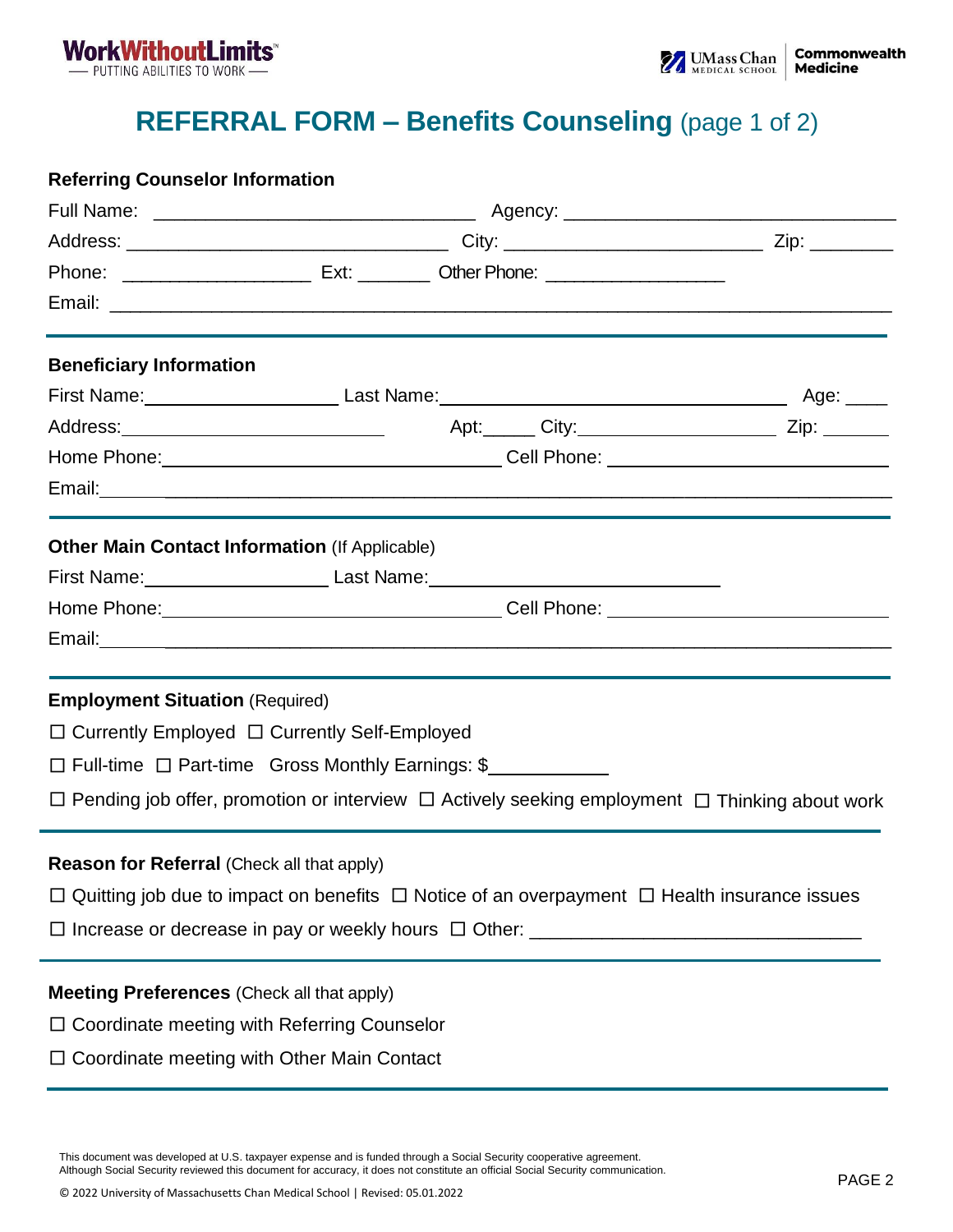# REFERRAL FORM – Benefits Counseling (page 1 of 2)

**Referring Counselor Information**

Full Name: ______________________________ Agency: ______________________________

Address: ______________________________ City: ________________________ Zip: ________

Phone: __________________ Ext: _______ Other Phone: _________________

Email: ______________________________________________________________________________

---

**Beneficiary Information**

First Name: __________________ Last Name: ________________________________ Age: ____

Address: ________________________ Apt: _____ City: ___________________ Zip: _______

Home Phone: ________________________________ Cell Phone: __________________________

Email: ______________________________________________________________________________

---

**Other Main Contact Information** (If Applicable)

First Name: _________________ Last Name: ___________________________

Home Phone: ________________________________ Cell Phone: __________________________

Email: ______________________________________________________________________________

---

**Employment Situation** (Required)

☐ Currently Employed ☐ Currently Self-Employed

☐ Full-time ☐ Part-time Gross Monthly Earnings: $___________

☐ Pending job offer, promotion or interview ☐ Actively seeking employment ☐ Thinking about work

---

**Reason for Referral** (Check all that apply)

☐ Quitting job due to impact on benefits ☐ Notice of an overpayment ☐ Health insurance issues

☐ Increase or decrease in pay or weekly hours ☐ Other: ______________________________

---

**Meeting Preferences** (Check all that apply)

☐ Coordinate meeting with Referring Counselor

☐ Coordinate meeting with Other Main Contact

---

This document was developed at U.S. taxpayer expense and is funded through a Social Security cooperative agreement. Although Social Security reviewed this document for accuracy, it does not constitute an official Social Security communication.

© 2022 University of Massachusetts Chan Medical School | Revised: 05.01.2022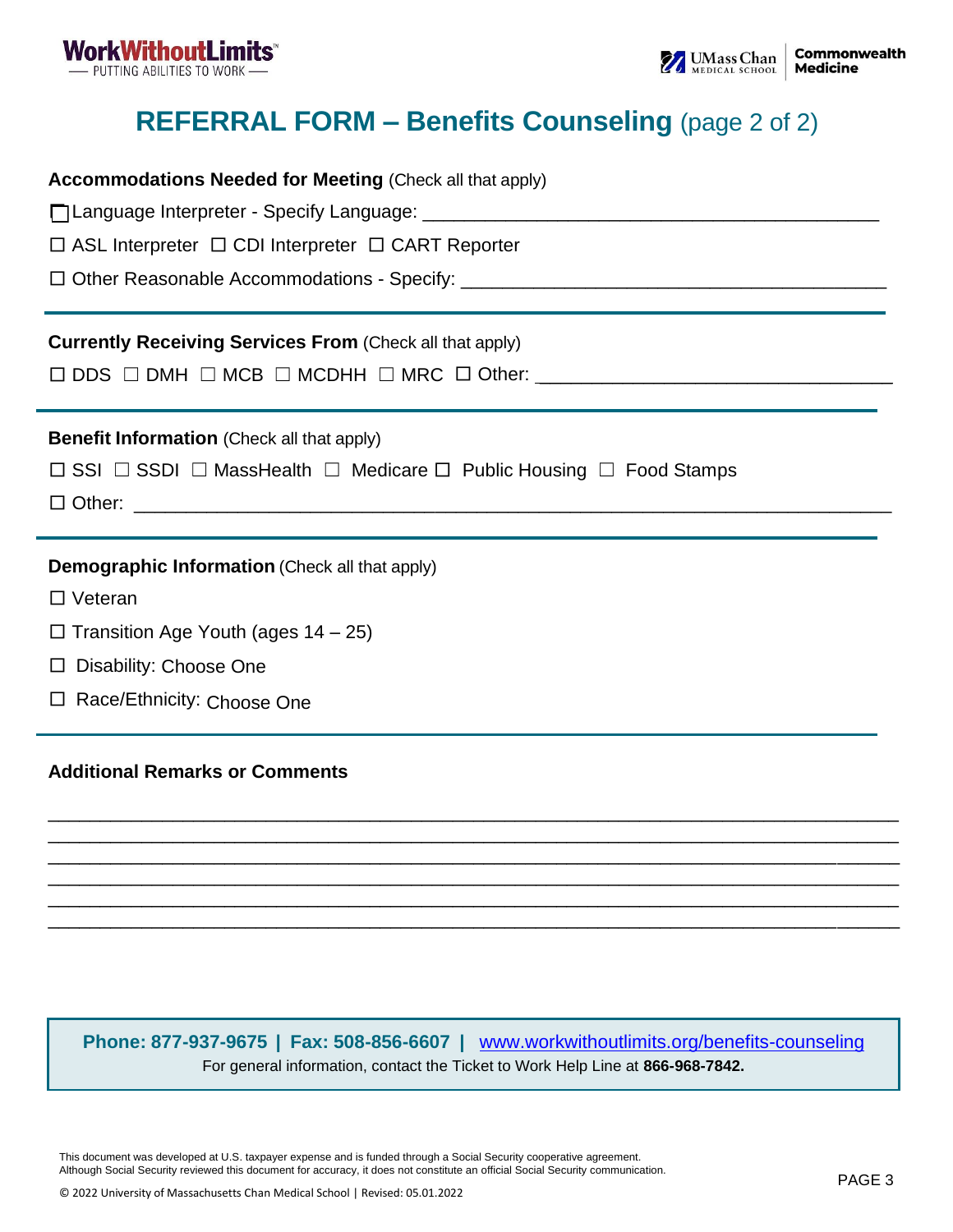# REFERRAL FORM – Benefits Counseling (page 2 of 2)

**Accommodations Needed for Meeting** (Check all that apply)

☐ Language Interpreter - Specify Language: ____________________________________________

☐ ASL Interpreter ☐ CDI Interpreter ☐ CART Reporter

☐ Other Reasonable Accommodations - Specify: _________________________________________

---

**Currently Receiving Services From** (Check all that apply)

☐ DDS ☐ DMH ☐ MCB ☐ MCDHH ☐ MRC ☐ Other: __________________________________

---

**Benefit Information** (Check all that apply)

☐ SSI ☐ SSDI ☐ MassHealth ☐ Medicare ☐ Public Housing ☐ Food Stamps

☐ Other: ____________________________________________________________________________

---

**Demographic Information** (Check all that apply)

☐ Veteran

☐ Transition Age Youth (ages 14 – 25)

☐ Disability: Choose One

☐ Race/Ethnicity: Choose One

---

**Additional Remarks or Comments**

______________________________________________________________________________________

______________________________________________________________________________________

______________________________________________________________________________________

______________________________________________________________________________________

______________________________________________________________________________________

______________________________________________________________________________________

**Phone: 877-937-9675 | Fax: 508-856-6607 |** [www.workwithoutlimits.org/benefits-counseling](http://www.workwithoutlimits.org/benefits-counseling)

For general information, contact the Ticket to Work Help Line at **866-968-7842.**

This document was developed at U.S. taxpayer expense and is funded through a Social Security cooperative agreement. Although Social Security reviewed this document for accuracy, it does not constitute an official Social Security communication.

© 2022 University of Massachusetts Chan Medical School | Revised: 05.01.2022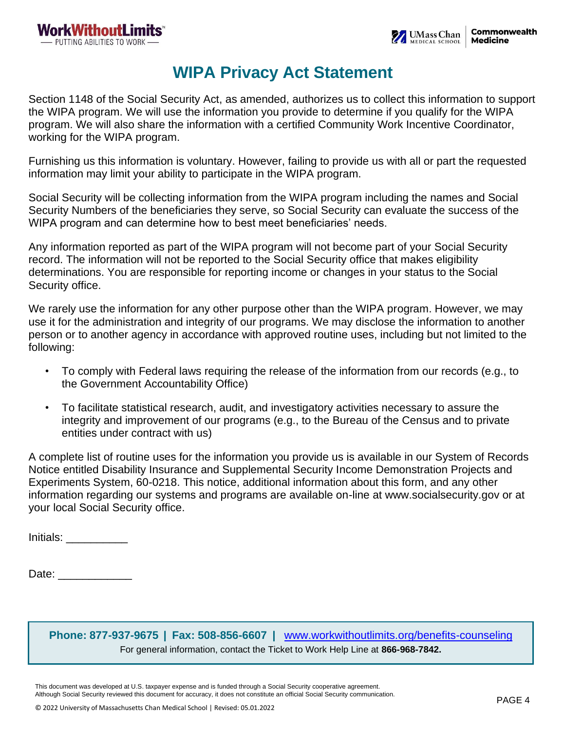# WIPA Privacy Act Statement

Section 1148 of the Social Security Act, as amended, authorizes us to collect this information to support the WIPA program. We will use the information you provide to determine if you qualify for the WIPA program. We will also share the information with a certified Community Work Incentive Coordinator, working for the WIPA program.

Furnishing us this information is voluntary. However, failing to provide us with all or part the requested information may limit your ability to participate in the WIPA program.

Social Security will be collecting information from the WIPA program including the names and Social Security Numbers of the beneficiaries they serve, so Social Security can evaluate the success of the WIPA program and can determine how to best meet beneficiaries' needs.

Any information reported as part of the WIPA program will not become part of your Social Security record. The information will not be reported to the Social Security office that makes eligibility determinations. You are responsible for reporting income or changes in your status to the Social Security office.

We rarely use the information for any other purpose other than the WIPA program. However, we may use it for the administration and integrity of our programs. We may disclose the information to another person or to another agency in accordance with approved routine uses, including but not limited to the following:

- To comply with Federal laws requiring the release of the information from our records (e.g., to the Government Accountability Office)
- To facilitate statistical research, audit, and investigatory activities necessary to assure the integrity and improvement of our programs (e.g., to the Bureau of the Census and to private entities under contract with us)

A complete list of routine uses for the information you provide us is available in our System of Records Notice entitled Disability Insurance and Supplemental Security Income Demonstration Projects and Experiments System, 60-0218. This notice, additional information about this form, and any other information regarding our systems and programs are available on-line at www.socialsecurity.gov or at your local Social Security office.

Initials: __________

Date: ____________

**Phone: 877-937-9675 | Fax: 508-856-6607 |** www.workwithoutlimits.org/benefits-counseling

For general information, contact the Ticket to Work Help Line at **866-968-7842.**

This document was developed at U.S. taxpayer expense and is funded through a Social Security cooperative agreement. Although Social Security reviewed this document for accuracy, it does not constitute an official Social Security communication.

© 2022 University of Massachusetts Chan Medical School | Revised: 05.01.2022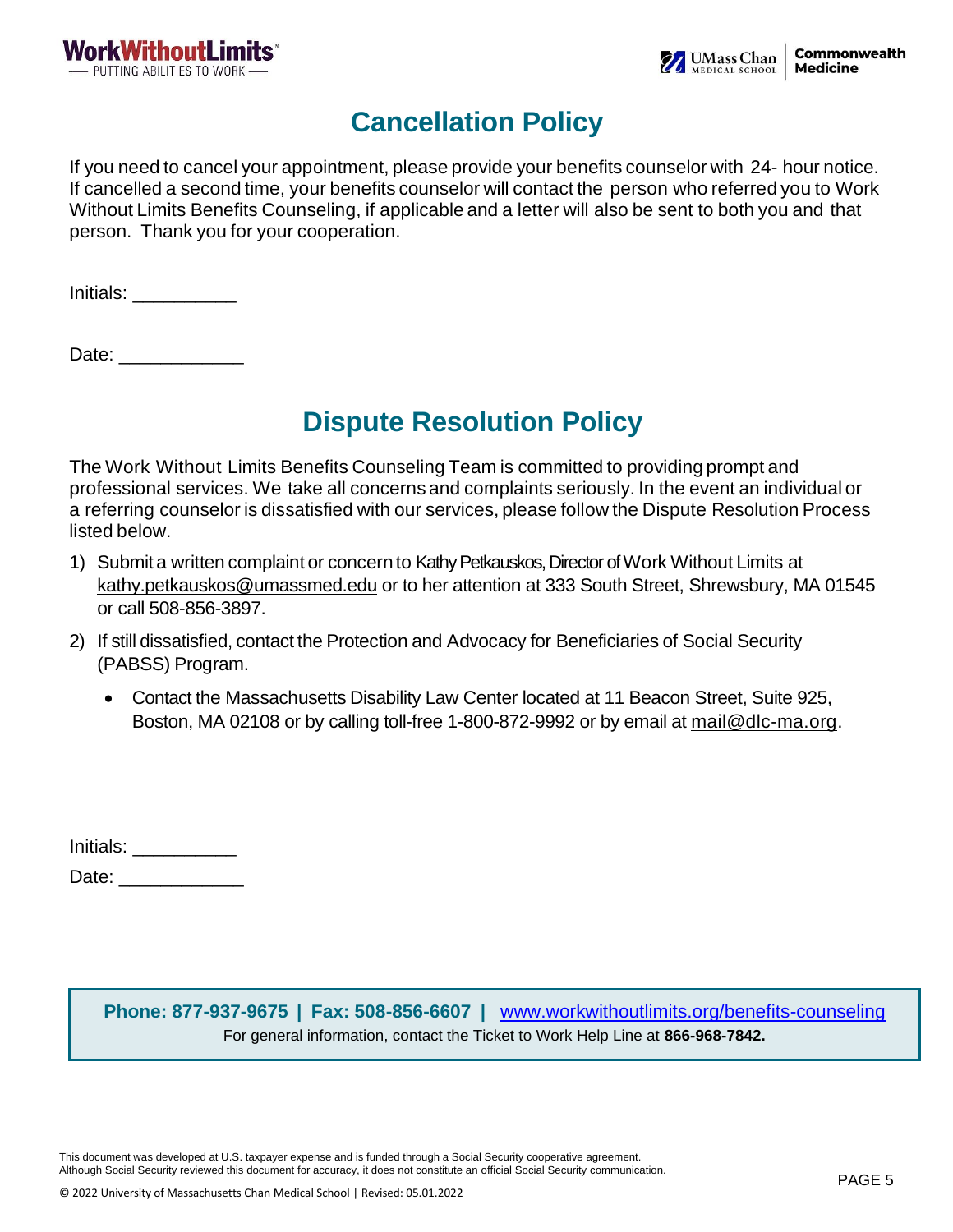# Cancellation Policy

If you need to cancel your appointment, please provide your benefits counselor with 24- hour notice. If cancelled a second time, your benefits counselor will contact the person who referred you to Work Without Limits Benefits Counseling, if applicable and a letter will also be sent to both you and that person. Thank you for your cooperation.

Initials: __________

Date: ____________

# Dispute Resolution Policy

The Work Without Limits Benefits Counseling Team is committed to providing prompt and professional services. We take all concerns and complaints seriously. In the event an individual or a referring counselor is dissatisfied with our services, please follow the Dispute Resolution Process listed below.

1) Submit a written complaint or concern to Kathy Petkauskos, Director of Work Without Limits at kathy.petkauskos@umassmed.edu or to her attention at 333 South Street, Shrewsbury, MA 01545 or call 508-856-3897.
2) If still dissatisfied, contact the Protection and Advocacy for Beneficiaries of Social Security (PABSS) Program.
   - Contact the Massachusetts Disability Law Center located at 11 Beacon Street, Suite 925, Boston, MA 02108 or by calling toll-free 1-800-872-9992 or by email at mail@dlc-ma.org.

Initials: __________

Date: ____________

**Phone: 877-937-9675 | Fax: 508-856-6607 |** www.workwithoutlimits.org/benefits-counseling
For general information, contact the Ticket to Work Help Line at **866-968-7842.**

This document was developed at U.S. taxpayer expense and is funded through a Social Security cooperative agreement. Although Social Security reviewed this document for accuracy, it does not constitute an official Social Security communication.

© 2022 University of Massachusetts Chan Medical School | Revised: 05.01.2022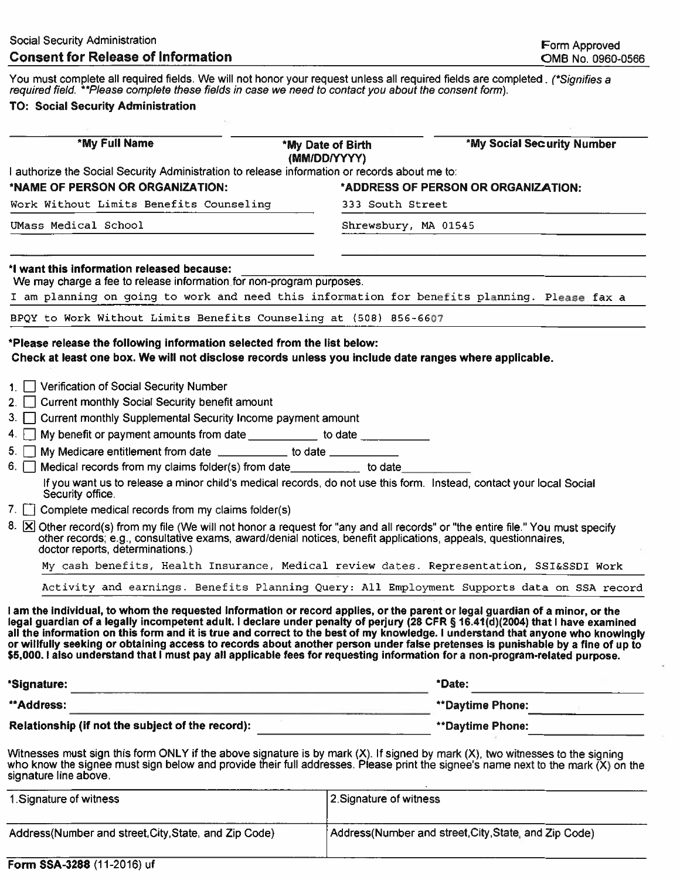Social Security Administration

## Consent for Release of Information

Form Approved
OMB No. 0960-0566

You must complete all required fields. We will not honor your request unless all required fields are completed. *(\*Signifies a required field. \*\*Please complete these fields in case we need to contact you about the consent form).*

**TO: Social Security Administration**

| **\*My Full Name** | **\*My Date of Birth (MM/DD/YYYY)** | **\*My Social Security Number** |
|---|---|---|
| | | |

I authorize the Social Security Administration to release information or records about me to:

| **\*NAME OF PERSON OR ORGANIZATION:** | **\*ADDRESS OF PERSON OR ORGANIZATION:** |
|---|---|
| Work Without Limits Benefits Counseling | 333 South Street |
| UMass Medical School | Shrewsbury, MA 01545 |

**\*I want this information released because:**
We may charge a fee to release information for non-program purposes.

I am planning on going to work and need this information for benefits planning. Please fax a BPQY to Work Without Limits Benefits Counseling at (508) 856-6607

**\*Please release the following information selected from the list below:**
**Check at least one box. We will not disclose records unless you include date ranges where applicable.**

1. ☐ Verification of Social Security Number
2. ☐ Current monthly Social Security benefit amount
3. ☐ Current monthly Supplemental Security Income payment amount
4. ☐ My benefit or payment amounts from date \_\_\_\_\_\_\_\_\_\_ to date \_\_\_\_\_\_\_\_\_\_
5. ☐ My Medicare entitlement from date \_\_\_\_\_\_\_\_\_\_ to date \_\_\_\_\_\_\_\_\_\_
6. ☐ Medical records from my claims folder(s) from date \_\_\_\_\_\_\_\_\_\_ to date \_\_\_\_\_\_\_\_\_\_
   If you want us to release a minor child's medical records, do not use this form. Instead, contact your local Social Security office.
7. ☐ Complete medical records from my claims folder(s)
8. ☒ Other record(s) from my file (We will not honor a request for "any and all records" or "the entire file." You must specify other records; e.g., consultative exams, award/denial notices, benefit applications, appeals, questionnaires, doctor reports, determinations.)
   My cash benefits, Health Insurance, Medical review dates. Representation, SSI&SSDI Work Activity and earnings. Benefits Planning Query: All Employment Supports data on SSA record

**I am the individual, to whom the requested information or record applies, or the parent or legal guardian of a minor, or the legal guardian of a legally incompetent adult. I declare under penalty of perjury (28 CFR § 16.41(d)(2004) that I have examined all the information on this form and it is true and correct to the best of my knowledge. I understand that anyone who knowingly or willfully seeking or obtaining access to records about another person under false pretenses is punishable by a fine of up to $5,000. I also understand that I must pay all applicable fees for requesting information for a non-program-related purpose.**

**\*Signature:** \_\_\_\_\_\_\_\_\_\_\_\_\_\_\_\_\_\_\_\_ **\*Date:** \_\_\_\_\_\_\_\_\_\_

**\*\*Address:** \_\_\_\_\_\_\_\_\_\_\_\_\_\_\_\_\_\_\_\_ **\*\*Daytime Phone:** \_\_\_\_\_\_\_\_\_\_

**Relationship (if not the subject of the record):** \_\_\_\_\_\_\_\_\_\_ **\*\*Daytime Phone:** \_\_\_\_\_\_\_\_\_\_

Witnesses must sign this form ONLY if the above signature is by mark (X). If signed by mark (X), two witnesses to the signing who know the signee must sign below and provide their full addresses. Please print the signee's name next to the mark (X) on the signature line above.

| 1.Signature of witness | 2.Signature of witness |
|---|---|
| Address(Number and street,City,State, and Zip Code) | Address(Number and street,City,State, and Zip Code) |

**Form SSA-3288** (11-2016) uf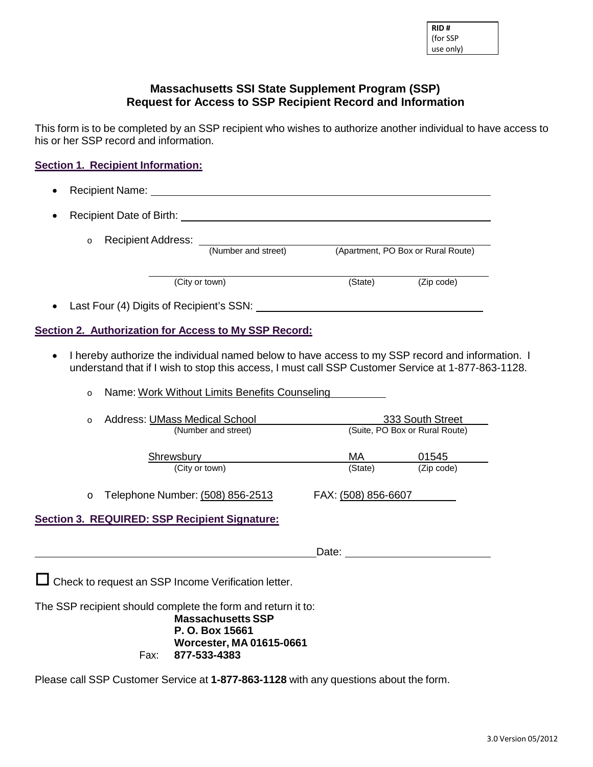RID #
(for SSP use only)

## Massachusetts SSI State Supplement Program (SSP)
## Request for Access to SSP Recipient Record and Information

This form is to be completed by an SSP recipient who wishes to authorize another individual to have access to his or her SSP record and information.

### Section 1. Recipient Information:

- Recipient Name: ______________________________
- Recipient Date of Birth: ______________________________
  - Recipient Address: ______________________________ ______________________________
    (Number and street) (Apartment, PO Box or Rural Route)

    ______________________________ __________ __________
    (City or town) (State) (Zip code)
- Last Four (4) Digits of Recipient's SSN: ______________________________

### Section 2. Authorization for Access to My SSP Record:

- I hereby authorize the individual named below to have access to my SSP record and information. I understand that if I wish to stop this access, I must call SSP Customer Service at 1-877-863-1128.
  - Name: Work Without Limits Benefits Counseling
  - Address: UMass Medical School (Number and street) 333 South Street (Suite, PO Box or Rural Route)

    Shrewsbury (City or town) MA (State) 01545 (Zip code)
  - Telephone Number: (508) 856-2513 FAX: (508) 856-6607

### Section 3. REQUIRED: SSP Recipient Signature:

______________________________ Date: ______________________________

☐ Check to request an SSP Income Verification letter.

The SSP recipient should complete the form and return it to:

**Massachusetts SSP**
**P. O. Box 15661**
**Worcester, MA 01615-0661**
Fax: **877-533-4383**

Please call SSP Customer Service at **1-877-863-1128** with any questions about the form.

3.0 Version 05/2012